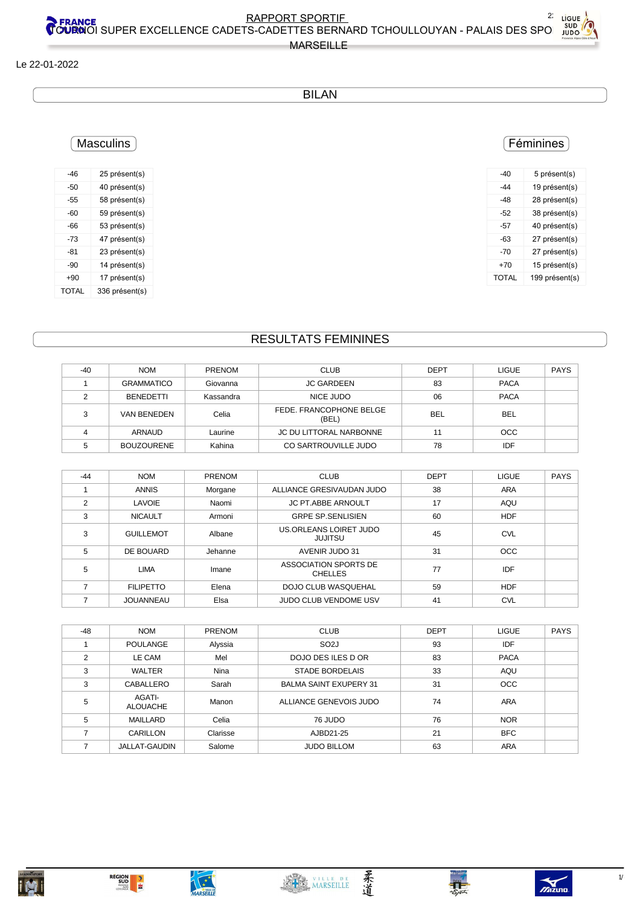# RAPPORT SPORTIF

## TOURNOI SUPER EXCELLENCE CADETS-CADETTES BERNARD TCHOULLOUYAN - PALAIS DES SPO MARSEILLE

Le 22-01-2022

## BILAN

### Masculins

| | |
|---|---|
| -46 | 25 présent(s) |
| -50 | 40 présent(s) |
| -55 | 58 présent(s) |
| -60 | 59 présent(s) |
| -66 | 53 présent(s) |
| -73 | 47 présent(s) |
| -81 | 23 présent(s) |
| -90 | 14 présent(s) |
| +90 | 17 présent(s) |
| TOTAL | 336 présent(s) |

### Féminines

| | |
|---|---|
| -40 | 5 présent(s) |
| -44 | 19 présent(s) |
| -48 | 28 présent(s) |
| -52 | 38 présent(s) |
| -57 | 40 présent(s) |
| -63 | 27 présent(s) |
| -70 | 27 présent(s) |
| +70 | 15 présent(s) |
| TOTAL | 199 présent(s) |

## RESULTATS FEMININES

| -40 | NOM | PRENOM | CLUB | DEPT | LIGUE | PAYS |
|---|---|---|---|---|---|---|
| 1 | GRAMMATICO | Giovanna | JC GARDEEN | 83 | PACA | |
| 2 | BENEDETTI | Kassandra | NICE JUDO | 06 | PACA | |
| 3 | VAN BENEDEN | Celia | FEDE. FRANCOPHONE BELGE (BEL) | BEL | BEL | |
| 4 | ARNAUD | Laurine | JC DU LITTORAL NARBONNE | 11 | OCC | |
| 5 | BOUZOURENE | Kahina | CO SARTROUVILLE JUDO | 78 | IDF | |

| -44 | NOM | PRENOM | CLUB | DEPT | LIGUE | PAYS |
|---|---|---|---|---|---|---|
| 1 | ANNIS | Morgane | ALLIANCE GRESIVAUDAN JUDO | 38 | ARA | |
| 2 | LAVOIE | Naomi | JC PT.ABBE ARNOULT | 17 | AQU | |
| 3 | NICAULT | Armoni | GRPE SP.SENLISIEN | 60 | HDF | |
| 3 | GUILLEMOT | Albane | US.ORLEANS LOIRET JUDO JUJITSU | 45 | CVL | |
| 5 | DE BOUARD | Jehanne | AVENIR JUDO 31 | 31 | OCC | |
| 5 | LIMA | Imane | ASSOCIATION SPORTS DE CHELLES | 77 | IDF | |
| 7 | FILIPETTO | Elena | DOJO CLUB WASQUEHAL | 59 | HDF | |
| 7 | JOUANNEAU | Elsa | JUDO CLUB VENDOME USV | 41 | CVL | |

| -48 | NOM | PRENOM | CLUB | DEPT | LIGUE | PAYS |
|---|---|---|---|---|---|---|
| 1 | POULANGE | Alyssia | SO2J | 93 | IDF | |
| 2 | LE CAM | Mel | DOJO DES ILES D OR | 83 | PACA | |
| 3 | WALTER | Nina | STADE BORDELAIS | 33 | AQU | |
| 3 | CABALLERO | Sarah | BALMA SAINT EXUPERY 31 | 31 | OCC | |
| 5 | AGATI-ALOUACHE | Manon | ALLIANCE GENEVOIS JUDO | 74 | ARA | |
| 5 | MAILLARD | Celia | 76 JUDO | 76 | NOR | |
| 7 | CARILLON | Clarisse | AJBD21-25 | 21 | BFC | |
| 7 | JALLAT-GAUDIN | Salome | JUDO BILLOM | 63 | ARA | |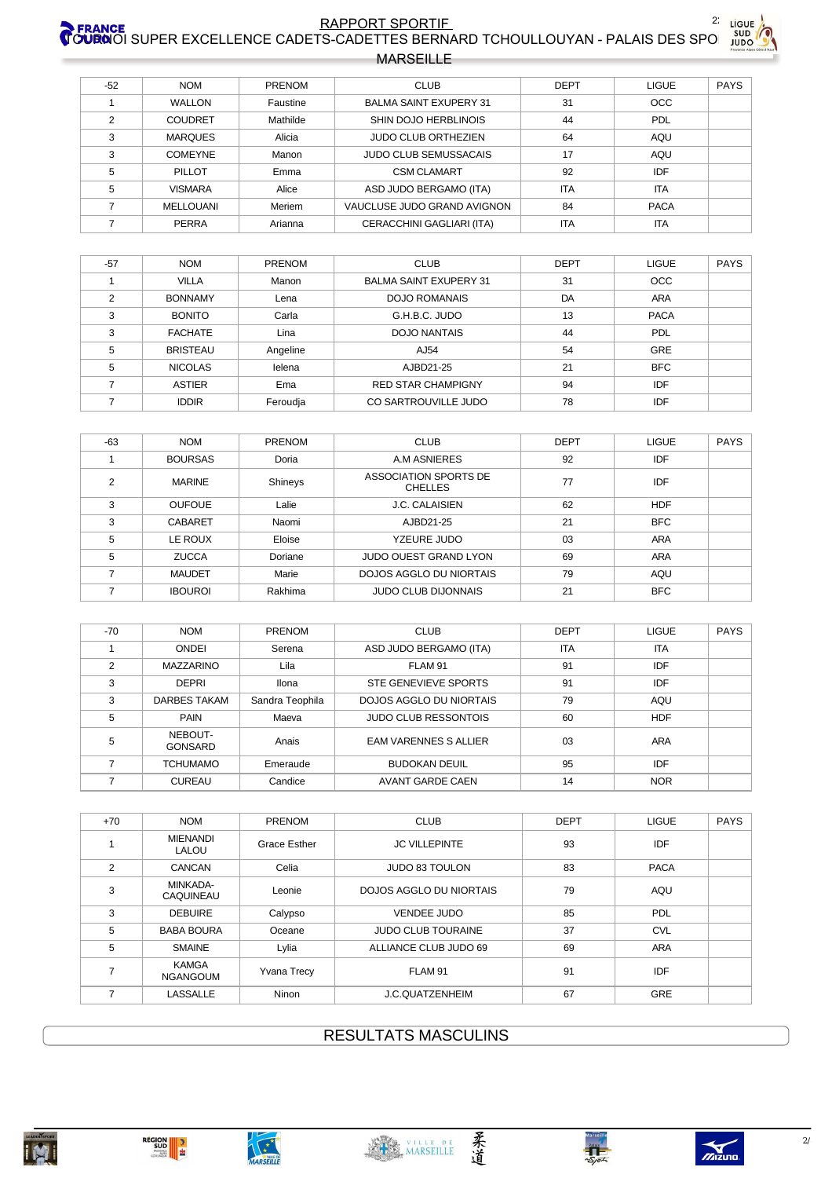| -52 | NOM | PRENOM | CLUB | DEPT | LIGUE | PAYS |
|---|---|---|---|---|---|---|
| 1 | WALLON | Faustine | BALMA SAINT EXUPERY 31 | 31 | OCC | |
| 2 | COUDRET | Mathilde | SHIN DOJO HERBLINOIS | 44 | PDL | |
| 3 | MARQUES | Alicia | JUDO CLUB ORTHEZIEN | 64 | AQU | |
| 3 | COMEYNE | Manon | JUDO CLUB SEMUSSACAIS | 17 | AQU | |
| 5 | PILLOT | Emma | CSM CLAMART | 92 | IDF | |
| 5 | VISMARA | Alice | ASD JUDO BERGAMO (ITA) | ITA | ITA | |
| 7 | MELLOUANI | Meriem | VAUCLUSE JUDO GRAND AVIGNON | 84 | PACA | |
| 7 | PERRA | Arianna | CERACCHINI GAGLIARI (ITA) | ITA | ITA | |

| -57 | NOM | PRENOM | CLUB | DEPT | LIGUE | PAYS |
|---|---|---|---|---|---|---|
| 1 | VILLA | Manon | BALMA SAINT EXUPERY 31 | 31 | OCC | |
| 2 | BONNAMY | Lena | DOJO ROMANAIS | DA | ARA | |
| 3 | BONITO | Carla | G.H.B.C. JUDO | 13 | PACA | |
| 3 | FACHATE | Lina | DOJO NANTAIS | 44 | PDL | |
| 5 | BRISTEAU | Angeline | AJ54 | 54 | GRE | |
| 5 | NICOLAS | Ielena | AJBD21-25 | 21 | BFC | |
| 7 | ASTIER | Ema | RED STAR CHAMPIGNY | 94 | IDF | |
| 7 | IDDIR | Feroudja | CO SARTROUVILLE JUDO | 78 | IDF | |

| -63 | NOM | PRENOM | CLUB | DEPT | LIGUE | PAYS |
|---|---|---|---|---|---|---|
| 1 | BOURSAS | Doria | A.M ASNIERES | 92 | IDF | |
| 2 | MARINE | Shineys | ASSOCIATION SPORTS DE CHELLES | 77 | IDF | |
| 3 | OUFOUE | Lalie | J.C. CALAISIEN | 62 | HDF | |
| 3 | CABARET | Naomi | AJBD21-25 | 21 | BFC | |
| 5 | LE ROUX | Eloise | YZEURE JUDO | 03 | ARA | |
| 5 | ZUCCA | Doriane | JUDO OUEST GRAND LYON | 69 | ARA | |
| 7 | MAUDET | Marie | DOJOS AGGLO DU NIORTAIS | 79 | AQU | |
| 7 | IBOUROI | Rakhima | JUDO CLUB DIJONNAIS | 21 | BFC | |

| -70 | NOM | PRENOM | CLUB | DEPT | LIGUE | PAYS |
|---|---|---|---|---|---|---|
| 1 | ONDEI | Serena | ASD JUDO BERGAMO (ITA) | ITA | ITA | |
| 2 | MAZZARINO | Lila | FLAM 91 | 91 | IDF | |
| 3 | DEPRI | Ilona | STE GENEVIEVE SPORTS | 91 | IDF | |
| 3 | DARBES TAKAM | Sandra Teophila | DOJOS AGGLO DU NIORTAIS | 79 | AQU | |
| 5 | PAIN | Maeva | JUDO CLUB RESSONTOIS | 60 | HDF | |
| 5 | NEBOUT-GONSARD | Anais | EAM VARENNES S ALLIER | 03 | ARA | |
| 7 | TCHUMAMO | Emeraude | BUDOKAN DEUIL | 95 | IDF | |
| 7 | CUREAU | Candice | AVANT GARDE CAEN | 14 | NOR | |

| +70 | NOM | PRENOM | CLUB | DEPT | LIGUE | PAYS |
|---|---|---|---|---|---|---|
| 1 | MIENANDI LALOU | Grace Esther | JC VILLEPINTE | 93 | IDF | |
| 2 | CANCAN | Celia | JUDO 83 TOULON | 83 | PACA | |
| 3 | MINKADA-CAQUINEAU | Leonie | DOJOS AGGLO DU NIORTAIS | 79 | AQU | |
| 3 | DEBUIRE | Calypso | VENDEE JUDO | 85 | PDL | |
| 5 | BABA BOURA | Oceane | JUDO CLUB TOURAINE | 37 | CVL | |
| 5 | SMAINE | Lylia | ALLIANCE CLUB JUDO 69 | 69 | ARA | |
| 7 | KAMGA NGANGOUM | Yvana Trecy | FLAM 91 | 91 | IDF | |
| 7 | LASSALLE | Ninon | J.C.QUATZENHEIM | 67 | GRE | |

## RESULTATS MASCULINS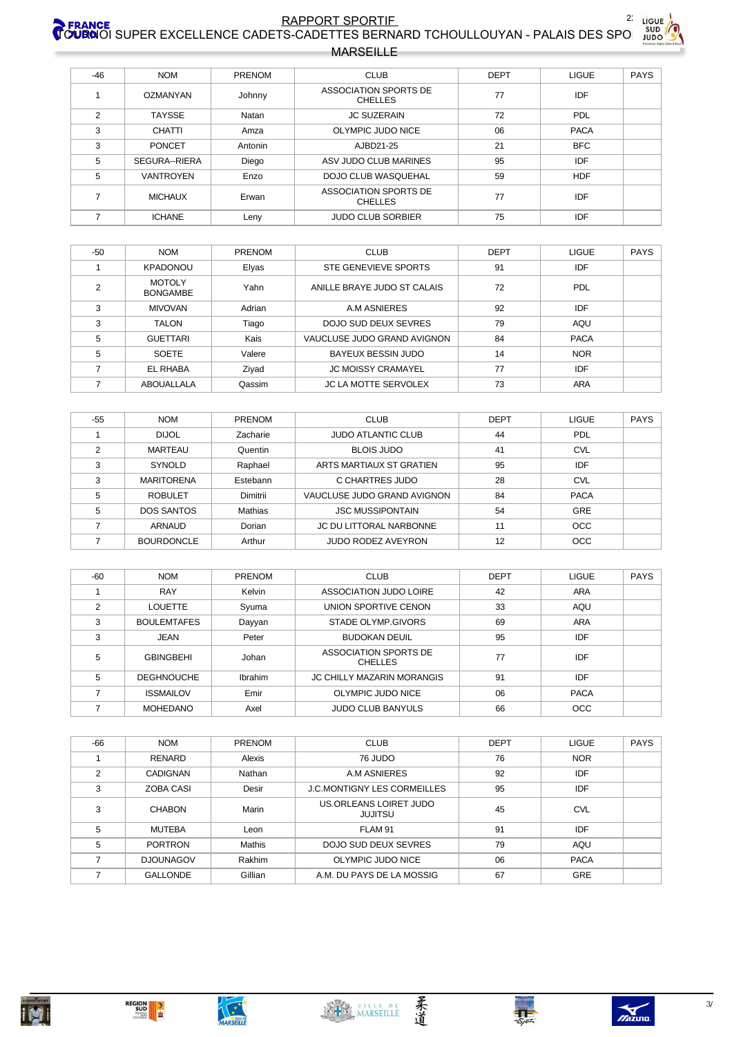# RAPPORT SPORTIF

## TOURNOI SUPER EXCELLENCE CADETS-CADETTES BERNARD TCHOULLOUYAN - PALAIS DES SPORTS MARSEILLE

| -46 | NOM | PRENOM | CLUB | DEPT | LIGUE | PAYS |
|---|---|---|---|---|---|---|
| 1 | OZMANYAN | Johnny | ASSOCIATION SPORTS DE CHELLES | 77 | IDF | |
| 2 | TAYSSE | Natan | JC SUZERAIN | 72 | PDL | |
| 3 | CHATTI | Amza | OLYMPIC JUDO NICE | 06 | PACA | |
| 3 | PONCET | Antonin | AJBD21-25 | 21 | BFC | |
| 5 | SEGURA--RIERA | Diego | ASV JUDO CLUB MARINES | 95 | IDF | |
| 5 | VANTROYEN | Enzo | DOJO CLUB WASQUEHAL | 59 | HDF | |
| 7 | MICHAUX | Erwan | ASSOCIATION SPORTS DE CHELLES | 77 | IDF | |
| 7 | ICHANE | Leny | JUDO CLUB SORBIER | 75 | IDF | |

| -50 | NOM | PRENOM | CLUB | DEPT | LIGUE | PAYS |
|---|---|---|---|---|---|---|
| 1 | KPADONOU | Elyas | STE GENEVIEVE SPORTS | 91 | IDF | |
| 2 | MOTOLY BONGAMBE | Yahn | ANILLE BRAYE JUDO ST CALAIS | 72 | PDL | |
| 3 | MIVOVAN | Adrian | A.M ASNIERES | 92 | IDF | |
| 3 | TALON | Tiago | DOJO SUD DEUX SEVRES | 79 | AQU | |
| 5 | GUETTARI | Kais | VAUCLUSE JUDO GRAND AVIGNON | 84 | PACA | |
| 5 | SOETE | Valere | BAYEUX BESSIN JUDO | 14 | NOR | |
| 7 | EL RHABA | Ziyad | JC MOISSY CRAMAYEL | 77 | IDF | |
| 7 | ABOUALLALA | Qassim | JC LA MOTTE SERVOLEX | 73 | ARA | |

| -55 | NOM | PRENOM | CLUB | DEPT | LIGUE | PAYS |
|---|---|---|---|---|---|---|
| 1 | DIJOL | Zacharie | JUDO ATLANTIC CLUB | 44 | PDL | |
| 2 | MARTEAU | Quentin | BLOIS JUDO | 41 | CVL | |
| 3 | SYNOLD | Raphael | ARTS MARTIAUX ST GRATIEN | 95 | IDF | |
| 3 | MARITORENA | Estebann | C CHARTRES JUDO | 28 | CVL | |
| 5 | ROBULET | Dimitrii | VAUCLUSE JUDO GRAND AVIGNON | 84 | PACA | |
| 5 | DOS SANTOS | Mathias | JSC MUSSIPONTAIN | 54 | GRE | |
| 7 | ARNAUD | Dorian | JC DU LITTORAL NARBONNE | 11 | OCC | |
| 7 | BOURDONCLE | Arthur | JUDO RODEZ AVEYRON | 12 | OCC | |

| -60 | NOM | PRENOM | CLUB | DEPT | LIGUE | PAYS |
|---|---|---|---|---|---|---|
| 1 | RAY | Kelvin | ASSOCIATION JUDO LOIRE | 42 | ARA | |
| 2 | LOUETTE | Syuma | UNION SPORTIVE CENON | 33 | AQU | |
| 3 | BOULEMTAFES | Dayyan | STADE OLYMP.GIVORS | 69 | ARA | |
| 3 | JEAN | Peter | BUDOKAN DEUIL | 95 | IDF | |
| 5 | GBINGBEHI | Johan | ASSOCIATION SPORTS DE CHELLES | 77 | IDF | |
| 5 | DEGHNOUCHE | Ibrahim | JC CHILLY MAZARIN MORANGIS | 91 | IDF | |
| 7 | ISSMAILOV | Emir | OLYMPIC JUDO NICE | 06 | PACA | |
| 7 | MOHEDANO | Axel | JUDO CLUB BANYULS | 66 | OCC | |

| -66 | NOM | PRENOM | CLUB | DEPT | LIGUE | PAYS |
|---|---|---|---|---|---|---|
| 1 | RENARD | Alexis | 76 JUDO | 76 | NOR | |
| 2 | CADIGNAN | Nathan | A.M ASNIERES | 92 | IDF | |
| 3 | ZOBA CASI | Desir | J.C.MONTIGNY LES CORMEILLES | 95 | IDF | |
| 3 | CHABON | Marin | US.ORLEANS LOIRET JUDO JUJITSU | 45 | CVL | |
| 5 | MUTEBA | Leon | FLAM 91 | 91 | IDF | |
| 5 | PORTRON | Mathis | DOJO SUD DEUX SEVRES | 79 | AQU | |
| 7 | DJOUNAGOV | Rakhim | OLYMPIC JUDO NICE | 06 | PACA | |
| 7 | GALLONDE | Gillian | A.M. DU PAYS DE LA MOSSIG | 67 | GRE | |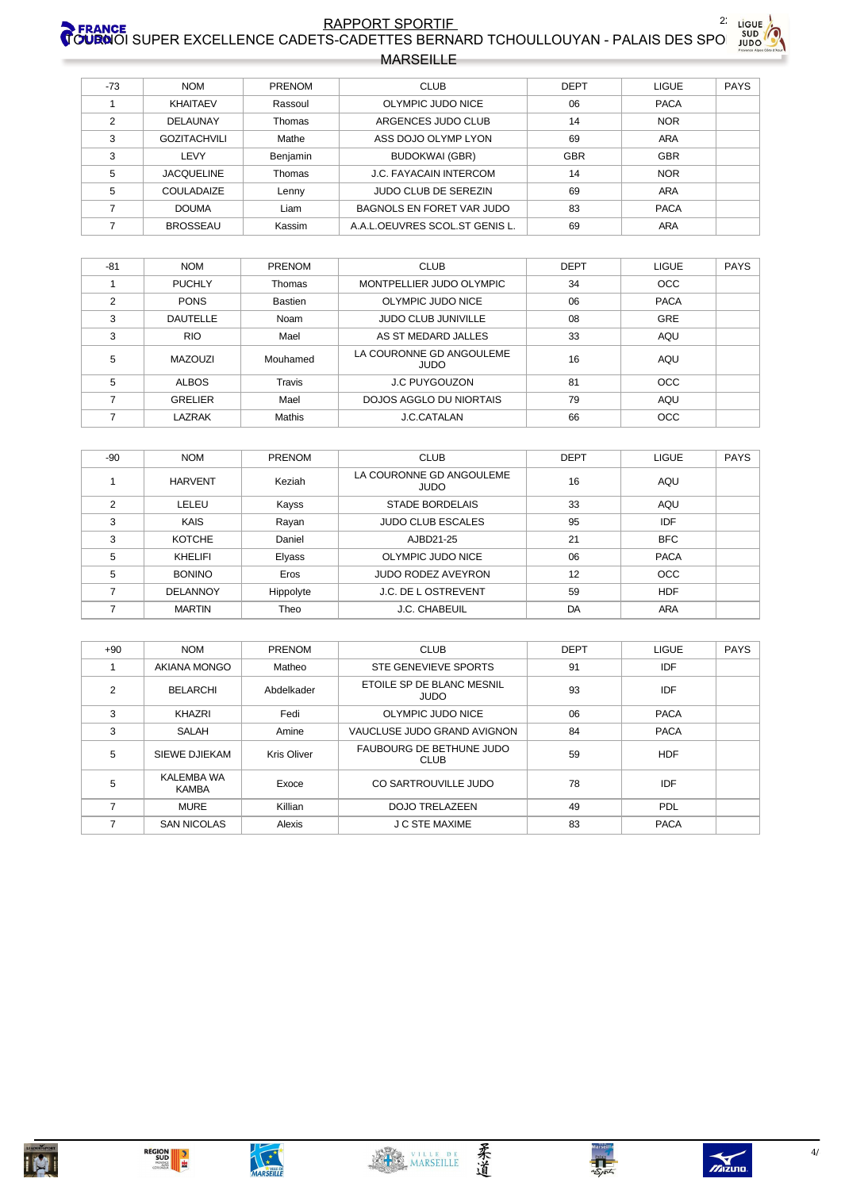| -73 | NOM | PRENOM | CLUB | DEPT | LIGUE | PAYS |
|---|---|---|---|---|---|---|
| 1 | KHAITAEV | Rassoul | OLYMPIC JUDO NICE | 06 | PACA | |
| 2 | DELAUNAY | Thomas | ARGENCES JUDO CLUB | 14 | NOR | |
| 3 | GOZITACHVILI | Mathe | ASS DOJO OLYMP LYON | 69 | ARA | |
| 3 | LEVY | Benjamin | BUDOKWAI (GBR) | GBR | GBR | |
| 5 | JACQUELINE | Thomas | J.C. FAYACAIN INTERCOM | 14 | NOR | |
| 5 | COULADAIZE | Lenny | JUDO CLUB DE SEREZIN | 69 | ARA | |
| 7 | DOUMA | Liam | BAGNOLS EN FORET VAR JUDO | 83 | PACA | |
| 7 | BROSSEAU | Kassim | A.A.L.OEUVRES SCOL.ST GENIS L. | 69 | ARA | |

| -81 | NOM | PRENOM | CLUB | DEPT | LIGUE | PAYS |
|---|---|---|---|---|---|---|
| 1 | PUCHLY | Thomas | MONTPELLIER JUDO OLYMPIC | 34 | OCC | |
| 2 | PONS | Bastien | OLYMPIC JUDO NICE | 06 | PACA | |
| 3 | DAUTELLE | Noam | JUDO CLUB JUNIVILLE | 08 | GRE | |
| 3 | RIO | Mael | AS ST MEDARD JALLES | 33 | AQU | |
| 5 | MAZOUZI | Mouhamed | LA COURONNE GD ANGOULEME JUDO | 16 | AQU | |
| 5 | ALBOS | Travis | J.C PUYGOUZON | 81 | OCC | |
| 7 | GRELIER | Mael | DOJOS AGGLO DU NIORTAIS | 79 | AQU | |
| 7 | LAZRAK | Mathis | J.C.CATALAN | 66 | OCC | |

| -90 | NOM | PRENOM | CLUB | DEPT | LIGUE | PAYS |
|---|---|---|---|---|---|---|
| 1 | HARVENT | Keziah | LA COURONNE GD ANGOULEME JUDO | 16 | AQU | |
| 2 | LELEU | Kayss | STADE BORDELAIS | 33 | AQU | |
| 3 | KAIS | Rayan | JUDO CLUB ESCALES | 95 | IDF | |
| 3 | KOTCHE | Daniel | AJBD21-25 | 21 | BFC | |
| 5 | KHELIFI | Elyass | OLYMPIC JUDO NICE | 06 | PACA | |
| 5 | BONINO | Eros | JUDO RODEZ AVEYRON | 12 | OCC | |
| 7 | DELANNOY | Hippolyte | J.C. DE L OSTREVENT | 59 | HDF | |
| 7 | MARTIN | Theo | J.C. CHABEUIL | DA | ARA | |

| +90 | NOM | PRENOM | CLUB | DEPT | LIGUE | PAYS |
|---|---|---|---|---|---|---|
| 1 | AKIANA MONGO | Matheo | STE GENEVIEVE SPORTS | 91 | IDF | |
| 2 | BELARCHI | Abdelkader | ETOILE SP DE BLANC MESNIL JUDO | 93 | IDF | |
| 3 | KHAZRI | Fedi | OLYMPIC JUDO NICE | 06 | PACA | |
| 3 | SALAH | Amine | VAUCLUSE JUDO GRAND AVIGNON | 84 | PACA | |
| 5 | SIEWE DJIEKAM | Kris Oliver | FAUBOURG DE BETHUNE JUDO CLUB | 59 | HDF | |
| 5 | KALEMBA WA KAMBA | Exoce | CO SARTROUVILLE JUDO | 78 | IDF | |
| 7 | MURE | Killian | DOJO TRELAZEEN | 49 | PDL | |
| 7 | SAN NICOLAS | Alexis | J C STE MAXIME | 83 | PACA | |